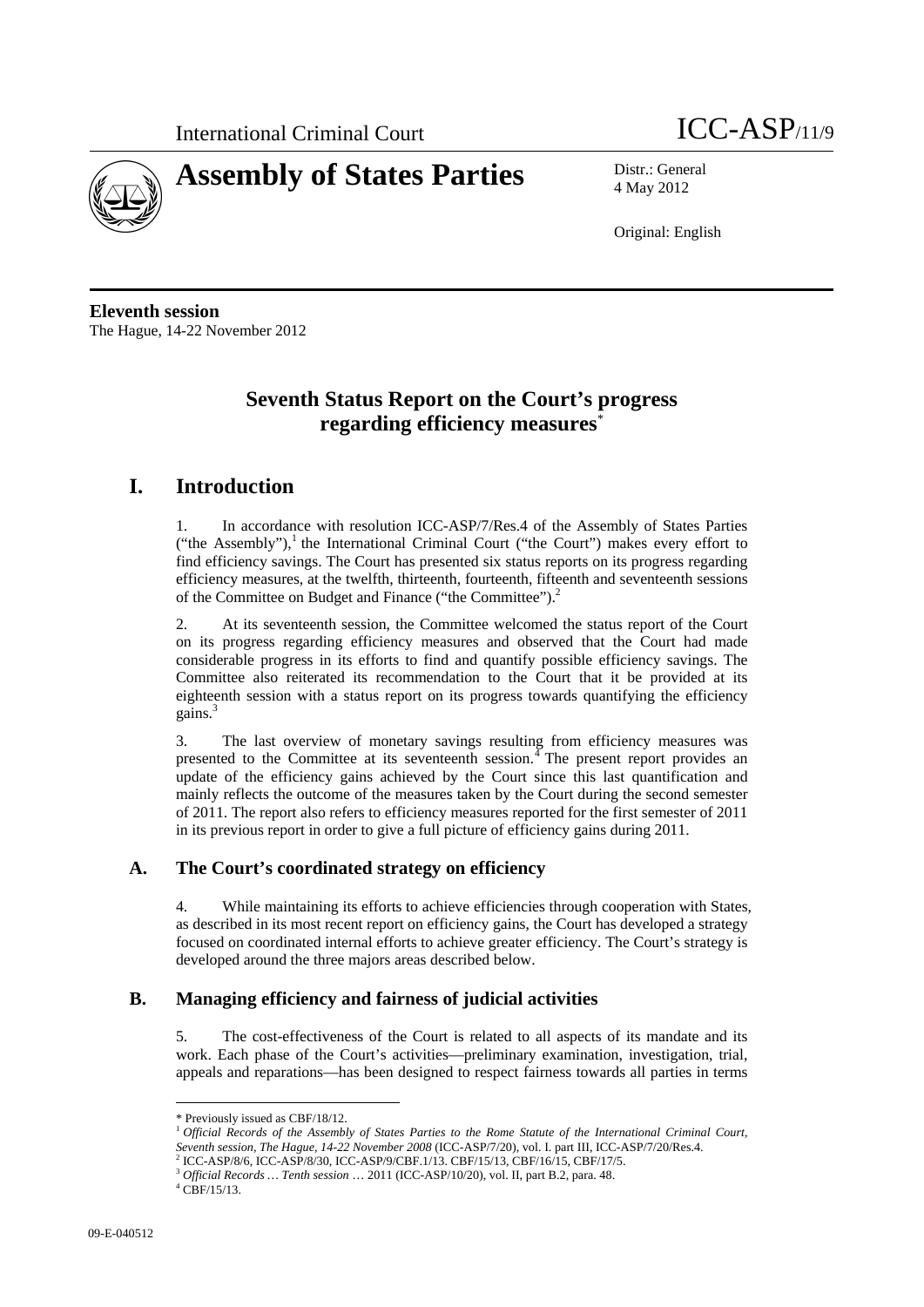International Criminal Court

# Assembly of States Parties

ICC-ASP/11/9

Distr.: General
4 May 2012

Original: English

**Eleventh session**
The Hague, 14-22 November 2012

## Seventh Status Report on the Court's progress regarding efficiency measures*

# I. Introduction

1. In accordance with resolution ICC-ASP/7/Res.4 of the Assembly of States Parties ("the Assembly"),[1] the International Criminal Court ("the Court") makes every effort to find efficiency savings. The Court has presented six status reports on its progress regarding efficiency measures, at the twelfth, thirteenth, fourteenth, fifteenth and seventeenth sessions of the Committee on Budget and Finance ("the Committee").[2]

2. At its seventeenth session, the Committee welcomed the status report of the Court on its progress regarding efficiency measures and observed that the Court had made considerable progress in its efforts to find and quantify possible efficiency savings. The Committee also reiterated its recommendation to the Court that it be provided at its eighteenth session with a status report on its progress towards quantifying the efficiency gains.[3]

3. The last overview of monetary savings resulting from efficiency measures was presented to the Committee at its seventeenth session.[4] The present report provides an update of the efficiency gains achieved by the Court since this last quantification and mainly reflects the outcome of the measures taken by the Court during the second semester of 2011. The report also refers to efficiency measures reported for the first semester of 2011 in its previous report in order to give a full picture of efficiency gains during 2011.

## A. The Court's coordinated strategy on efficiency

4. While maintaining its efforts to achieve efficiencies through cooperation with States, as described in its most recent report on efficiency gains, the Court has developed a strategy focused on coordinated internal efforts to achieve greater efficiency. The Court's strategy is developed around the three majors areas described below.

## B. Managing efficiency and fairness of judicial activities

5. The cost-effectiveness of the Court is related to all aspects of its mandate and its work. Each phase of the Court's activities—preliminary examination, investigation, trial, appeals and reparations—has been designed to respect fairness towards all parties in terms

---

\* Previously issued as CBF/18/12.

[1] *Official Records of the Assembly of States Parties to the Rome Statute of the International Criminal Court, Seventh session, The Hague, 14-22 November 2008* (ICC-ASP/7/20), vol. I. part III, ICC-ASP/7/20/Res.4.

[2] ICC-ASP/8/6, ICC-ASP/8/30, ICC-ASP/9/CBF.1/13. CBF/15/13, CBF/16/15, CBF/17/5.

[3] *Official Records … Tenth session …* 2011 (ICC-ASP/10/20), vol. II, part B.2, para. 48.

[4] CBF/15/13.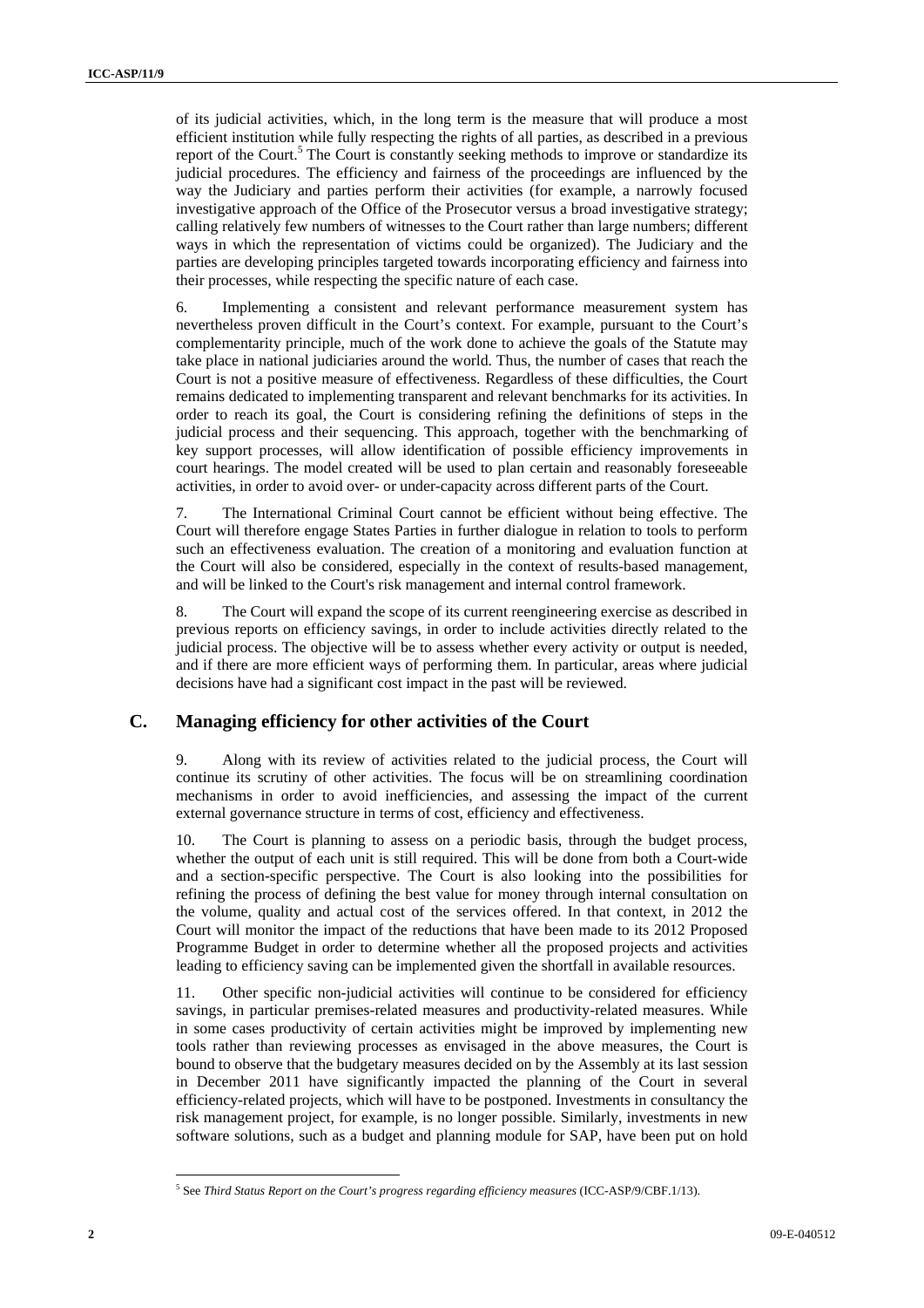of its judicial activities, which, in the long term is the measure that will produce a most efficient institution while fully respecting the rights of all parties, as described in a previous report of the Court.[5] The Court is constantly seeking methods to improve or standardize its judicial procedures. The efficiency and fairness of the proceedings are influenced by the way the Judiciary and parties perform their activities (for example, a narrowly focused investigative approach of the Office of the Prosecutor versus a broad investigative strategy; calling relatively few numbers of witnesses to the Court rather than large numbers; different ways in which the representation of victims could be organized). The Judiciary and the parties are developing principles targeted towards incorporating efficiency and fairness into their processes, while respecting the specific nature of each case.

6. Implementing a consistent and relevant performance measurement system has nevertheless proven difficult in the Court's context. For example, pursuant to the Court's complementarity principle, much of the work done to achieve the goals of the Statute may take place in national judiciaries around the world. Thus, the number of cases that reach the Court is not a positive measure of effectiveness. Regardless of these difficulties, the Court remains dedicated to implementing transparent and relevant benchmarks for its activities. In order to reach its goal, the Court is considering refining the definitions of steps in the judicial process and their sequencing. This approach, together with the benchmarking of key support processes, will allow identification of possible efficiency improvements in court hearings. The model created will be used to plan certain and reasonably foreseeable activities, in order to avoid over- or under-capacity across different parts of the Court.

7. The International Criminal Court cannot be efficient without being effective. The Court will therefore engage States Parties in further dialogue in relation to tools to perform such an effectiveness evaluation. The creation of a monitoring and evaluation function at the Court will also be considered, especially in the context of results-based management, and will be linked to the Court's risk management and internal control framework.

8. The Court will expand the scope of its current reengineering exercise as described in previous reports on efficiency savings, in order to include activities directly related to the judicial process. The objective will be to assess whether every activity or output is needed, and if there are more efficient ways of performing them. In particular, areas where judicial decisions have had a significant cost impact in the past will be reviewed.

## C. Managing efficiency for other activities of the Court

9. Along with its review of activities related to the judicial process, the Court will continue its scrutiny of other activities. The focus will be on streamlining coordination mechanisms in order to avoid inefficiencies, and assessing the impact of the current external governance structure in terms of cost, efficiency and effectiveness.

10. The Court is planning to assess on a periodic basis, through the budget process, whether the output of each unit is still required. This will be done from both a Court-wide and a section-specific perspective. The Court is also looking into the possibilities for refining the process of defining the best value for money through internal consultation on the volume, quality and actual cost of the services offered. In that context, in 2012 the Court will monitor the impact of the reductions that have been made to its 2012 Proposed Programme Budget in order to determine whether all the proposed projects and activities leading to efficiency saving can be implemented given the shortfall in available resources.

11. Other specific non-judicial activities will continue to be considered for efficiency savings, in particular premises-related measures and productivity-related measures. While in some cases productivity of certain activities might be improved by implementing new tools rather than reviewing processes as envisaged in the above measures, the Court is bound to observe that the budgetary measures decided on by the Assembly at its last session in December 2011 have significantly impacted the planning of the Court in several efficiency-related projects, which will have to be postponed. Investments in consultancy the risk management project, for example, is no longer possible. Similarly, investments in new software solutions, such as a budget and planning module for SAP, have been put on hold

[5] See *Third Status Report on the Court's progress regarding efficiency measures* (ICC-ASP/9/CBF.1/13).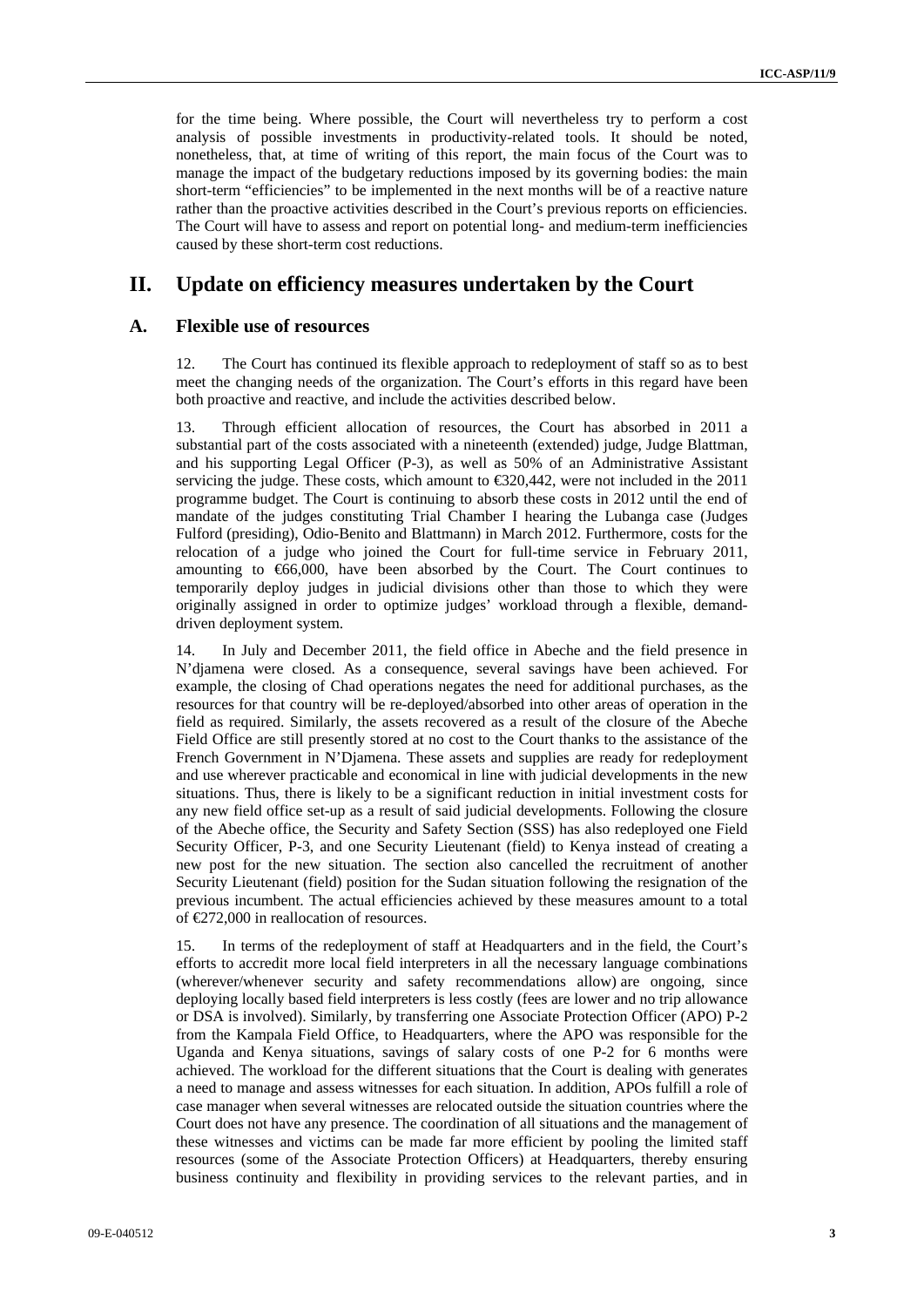for the time being. Where possible, the Court will nevertheless try to perform a cost analysis of possible investments in productivity-related tools. It should be noted, nonetheless, that, at time of writing of this report, the main focus of the Court was to manage the impact of the budgetary reductions imposed by its governing bodies: the main short-term "efficiencies" to be implemented in the next months will be of a reactive nature rather than the proactive activities described in the Court's previous reports on efficiencies. The Court will have to assess and report on potential long- and medium-term inefficiencies caused by these short-term cost reductions.

# II. Update on efficiency measures undertaken by the Court

## A. Flexible use of resources

12. The Court has continued its flexible approach to redeployment of staff so as to best meet the changing needs of the organization. The Court's efforts in this regard have been both proactive and reactive, and include the activities described below.

13. Through efficient allocation of resources, the Court has absorbed in 2011 a substantial part of the costs associated with a nineteenth (extended) judge, Judge Blattman, and his supporting Legal Officer (P-3), as well as 50% of an Administrative Assistant servicing the judge. These costs, which amount to €320,442, were not included in the 2011 programme budget. The Court is continuing to absorb these costs in 2012 until the end of mandate of the judges constituting Trial Chamber I hearing the Lubanga case (Judges Fulford (presiding), Odio-Benito and Blattmann) in March 2012. Furthermore, costs for the relocation of a judge who joined the Court for full-time service in February 2011, amounting to €66,000, have been absorbed by the Court. The Court continues to temporarily deploy judges in judicial divisions other than those to which they were originally assigned in order to optimize judges' workload through a flexible, demand-driven deployment system.

14. In July and December 2011, the field office in Abeche and the field presence in N'djamena were closed. As a consequence, several savings have been achieved. For example, the closing of Chad operations negates the need for additional purchases, as the resources for that country will be re-deployed/absorbed into other areas of operation in the field as required. Similarly, the assets recovered as a result of the closure of the Abeche Field Office are still presently stored at no cost to the Court thanks to the assistance of the French Government in N'Djamena. These assets and supplies are ready for redeployment and use wherever practicable and economical in line with judicial developments in the new situations. Thus, there is likely to be a significant reduction in initial investment costs for any new field office set-up as a result of said judicial developments. Following the closure of the Abeche office, the Security and Safety Section (SSS) has also redeployed one Field Security Officer, P-3, and one Security Lieutenant (field) to Kenya instead of creating a new post for the new situation. The section also cancelled the recruitment of another Security Lieutenant (field) position for the Sudan situation following the resignation of the previous incumbent. The actual efficiencies achieved by these measures amount to a total of €272,000 in reallocation of resources.

15. In terms of the redeployment of staff at Headquarters and in the field, the Court's efforts to accredit more local field interpreters in all the necessary language combinations (wherever/whenever security and safety recommendations allow) are ongoing, since deploying locally based field interpreters is less costly (fees are lower and no trip allowance or DSA is involved). Similarly, by transferring one Associate Protection Officer (APO) P-2 from the Kampala Field Office, to Headquarters, where the APO was responsible for the Uganda and Kenya situations, savings of salary costs of one P-2 for 6 months were achieved. The workload for the different situations that the Court is dealing with generates a need to manage and assess witnesses for each situation. In addition, APOs fulfill a role of case manager when several witnesses are relocated outside the situation countries where the Court does not have any presence. The coordination of all situations and the management of these witnesses and victims can be made far more efficient by pooling the limited staff resources (some of the Associate Protection Officers) at Headquarters, thereby ensuring business continuity and flexibility in providing services to the relevant parties, and in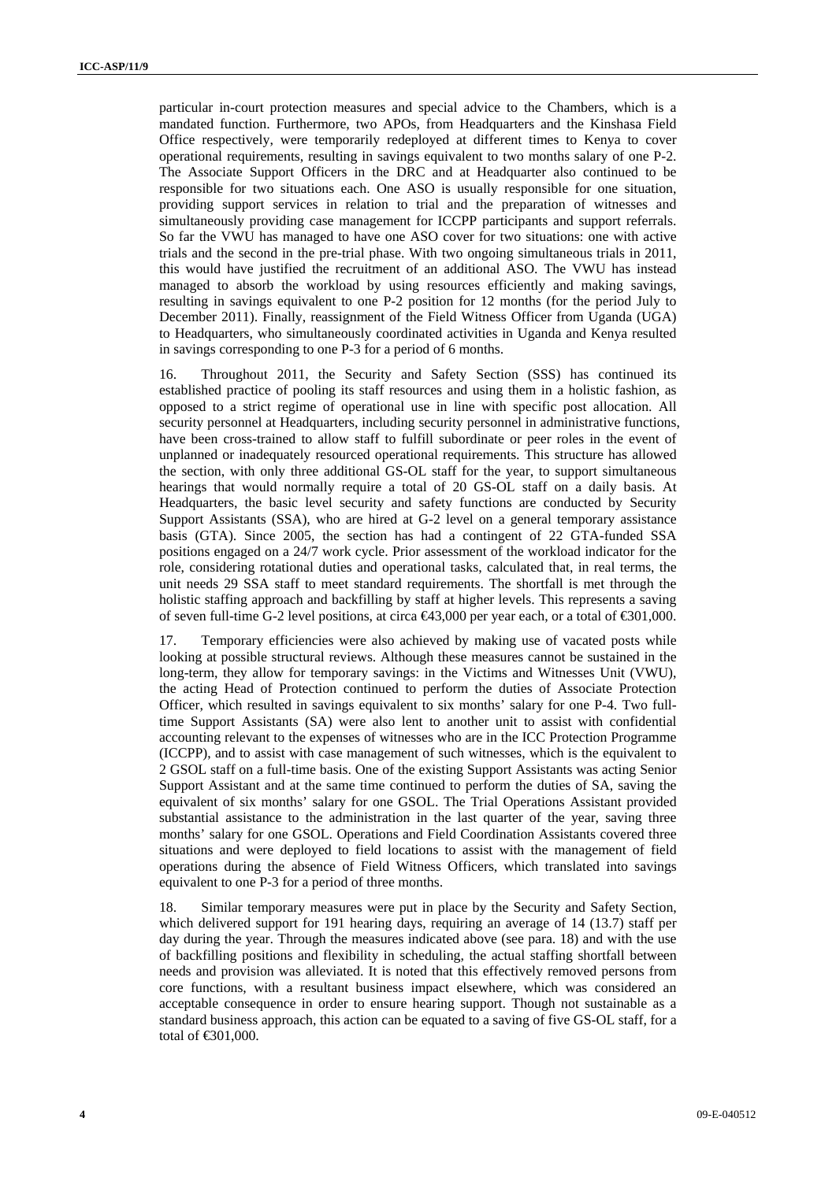particular in-court protection measures and special advice to the Chambers, which is a mandated function. Furthermore, two APOs, from Headquarters and the Kinshasa Field Office respectively, were temporarily redeployed at different times to Kenya to cover operational requirements, resulting in savings equivalent to two months salary of one P-2. The Associate Support Officers in the DRC and at Headquarter also continued to be responsible for two situations each. One ASO is usually responsible for one situation, providing support services in relation to trial and the preparation of witnesses and simultaneously providing case management for ICCPP participants and support referrals. So far the VWU has managed to have one ASO cover for two situations: one with active trials and the second in the pre-trial phase. With two ongoing simultaneous trials in 2011, this would have justified the recruitment of an additional ASO. The VWU has instead managed to absorb the workload by using resources efficiently and making savings, resulting in savings equivalent to one P-2 position for 12 months (for the period July to December 2011). Finally, reassignment of the Field Witness Officer from Uganda (UGA) to Headquarters, who simultaneously coordinated activities in Uganda and Kenya resulted in savings corresponding to one P-3 for a period of 6 months.

16. Throughout 2011, the Security and Safety Section (SSS) has continued its established practice of pooling its staff resources and using them in a holistic fashion, as opposed to a strict regime of operational use in line with specific post allocation. All security personnel at Headquarters, including security personnel in administrative functions, have been cross-trained to allow staff to fulfill subordinate or peer roles in the event of unplanned or inadequately resourced operational requirements. This structure has allowed the section, with only three additional GS-OL staff for the year, to support simultaneous hearings that would normally require a total of 20 GS-OL staff on a daily basis. At Headquarters, the basic level security and safety functions are conducted by Security Support Assistants (SSA), who are hired at G-2 level on a general temporary assistance basis (GTA). Since 2005, the section has had a contingent of 22 GTA-funded SSA positions engaged on a 24/7 work cycle. Prior assessment of the workload indicator for the role, considering rotational duties and operational tasks, calculated that, in real terms, the unit needs 29 SSA staff to meet standard requirements. The shortfall is met through the holistic staffing approach and backfilling by staff at higher levels. This represents a saving of seven full-time G-2 level positions, at circa €43,000 per year each, or a total of €301,000.

17. Temporary efficiencies were also achieved by making use of vacated posts while looking at possible structural reviews. Although these measures cannot be sustained in the long-term, they allow for temporary savings: in the Victims and Witnesses Unit (VWU), the acting Head of Protection continued to perform the duties of Associate Protection Officer, which resulted in savings equivalent to six months' salary for one P-4. Two full-time Support Assistants (SA) were also lent to another unit to assist with confidential accounting relevant to the expenses of witnesses who are in the ICC Protection Programme (ICCPP), and to assist with case management of such witnesses, which is the equivalent to 2 GSOL staff on a full-time basis. One of the existing Support Assistants was acting Senior Support Assistant and at the same time continued to perform the duties of SA, saving the equivalent of six months' salary for one GSOL. The Trial Operations Assistant provided substantial assistance to the administration in the last quarter of the year, saving three months' salary for one GSOL. Operations and Field Coordination Assistants covered three situations and were deployed to field locations to assist with the management of field operations during the absence of Field Witness Officers, which translated into savings equivalent to one P-3 for a period of three months.

18. Similar temporary measures were put in place by the Security and Safety Section, which delivered support for 191 hearing days, requiring an average of 14 (13.7) staff per day during the year. Through the measures indicated above (see para. 18) and with the use of backfilling positions and flexibility in scheduling, the actual staffing shortfall between needs and provision was alleviated. It is noted that this effectively removed persons from core functions, with a resultant business impact elsewhere, which was considered an acceptable consequence in order to ensure hearing support. Though not sustainable as a standard business approach, this action can be equated to a saving of five GS-OL staff, for a total of €301,000.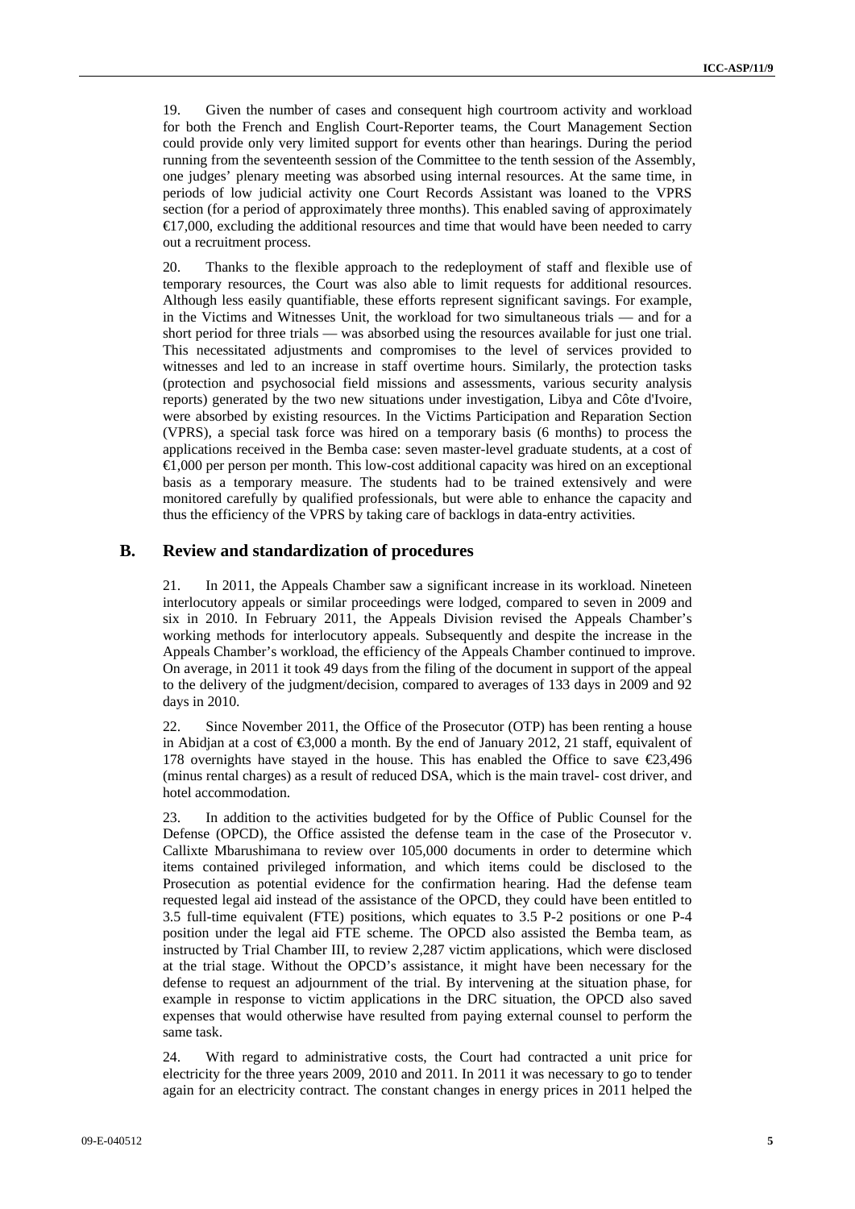19. Given the number of cases and consequent high courtroom activity and workload for both the French and English Court-Reporter teams, the Court Management Section could provide only very limited support for events other than hearings. During the period running from the seventeenth session of the Committee to the tenth session of the Assembly, one judges' plenary meeting was absorbed using internal resources. At the same time, in periods of low judicial activity one Court Records Assistant was loaned to the VPRS section (for a period of approximately three months). This enabled saving of approximately €17,000, excluding the additional resources and time that would have been needed to carry out a recruitment process.

20. Thanks to the flexible approach to the redeployment of staff and flexible use of temporary resources, the Court was also able to limit requests for additional resources. Although less easily quantifiable, these efforts represent significant savings. For example, in the Victims and Witnesses Unit, the workload for two simultaneous trials — and for a short period for three trials — was absorbed using the resources available for just one trial. This necessitated adjustments and compromises to the level of services provided to witnesses and led to an increase in staff overtime hours. Similarly, the protection tasks (protection and psychosocial field missions and assessments, various security analysis reports) generated by the two new situations under investigation, Libya and Côte d'Ivoire, were absorbed by existing resources. In the Victims Participation and Reparation Section (VPRS), a special task force was hired on a temporary basis (6 months) to process the applications received in the Bemba case: seven master-level graduate students, at a cost of €1,000 per person per month. This low-cost additional capacity was hired on an exceptional basis as a temporary measure. The students had to be trained extensively and were monitored carefully by qualified professionals, but were able to enhance the capacity and thus the efficiency of the VPRS by taking care of backlogs in data-entry activities.

## B. Review and standardization of procedures

21. In 2011, the Appeals Chamber saw a significant increase in its workload. Nineteen interlocutory appeals or similar proceedings were lodged, compared to seven in 2009 and six in 2010. In February 2011, the Appeals Division revised the Appeals Chamber's working methods for interlocutory appeals. Subsequently and despite the increase in the Appeals Chamber's workload, the efficiency of the Appeals Chamber continued to improve. On average, in 2011 it took 49 days from the filing of the document in support of the appeal to the delivery of the judgment/decision, compared to averages of 133 days in 2009 and 92 days in 2010.

22. Since November 2011, the Office of the Prosecutor (OTP) has been renting a house in Abidjan at a cost of €3,000 a month. By the end of January 2012, 21 staff, equivalent of 178 overnights have stayed in the house. This has enabled the Office to save €23,496 (minus rental charges) as a result of reduced DSA, which is the main travel- cost driver, and hotel accommodation.

23. In addition to the activities budgeted for by the Office of Public Counsel for the Defense (OPCD), the Office assisted the defense team in the case of the Prosecutor v. Callixte Mbarushimana to review over 105,000 documents in order to determine which items contained privileged information, and which items could be disclosed to the Prosecution as potential evidence for the confirmation hearing. Had the defense team requested legal aid instead of the assistance of the OPCD, they could have been entitled to 3.5 full-time equivalent (FTE) positions, which equates to 3.5 P-2 positions or one P-4 position under the legal aid FTE scheme. The OPCD also assisted the Bemba team, as instructed by Trial Chamber III, to review 2,287 victim applications, which were disclosed at the trial stage. Without the OPCD's assistance, it might have been necessary for the defense to request an adjournment of the trial. By intervening at the situation phase, for example in response to victim applications in the DRC situation, the OPCD also saved expenses that would otherwise have resulted from paying external counsel to perform the same task.

24. With regard to administrative costs, the Court had contracted a unit price for electricity for the three years 2009, 2010 and 2011. In 2011 it was necessary to go to tender again for an electricity contract. The constant changes in energy prices in 2011 helped the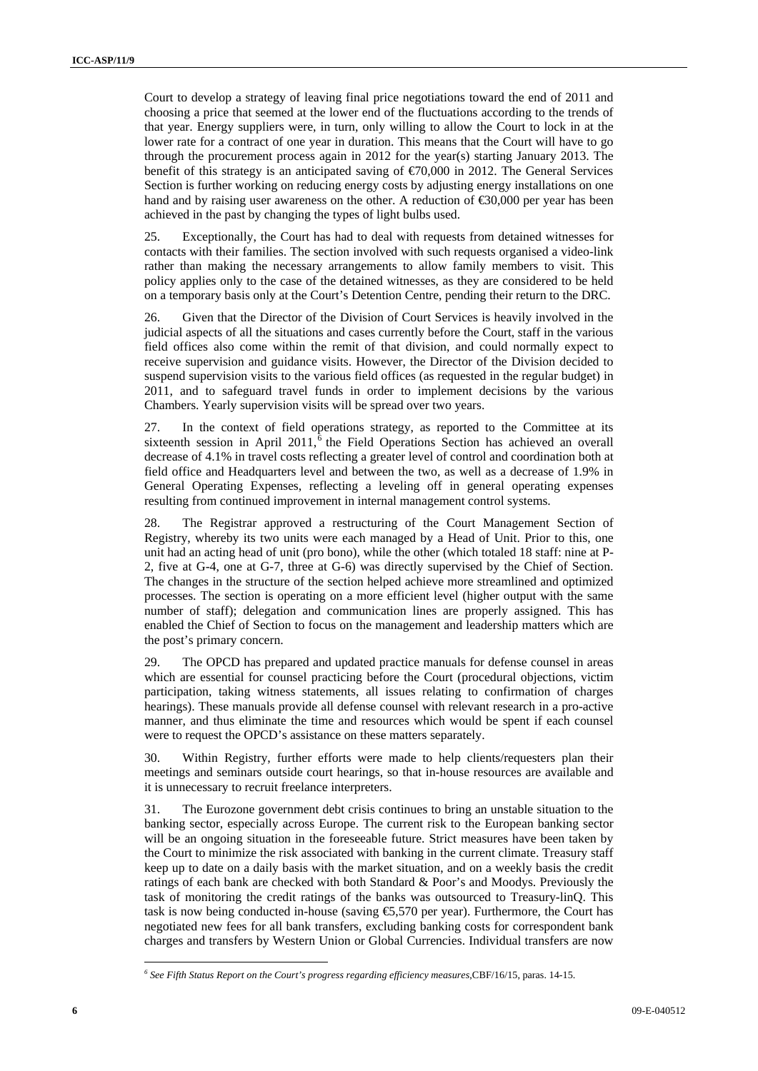Court to develop a strategy of leaving final price negotiations toward the end of 2011 and choosing a price that seemed at the lower end of the fluctuations according to the trends of that year. Energy suppliers were, in turn, only willing to allow the Court to lock in at the lower rate for a contract of one year in duration. This means that the Court will have to go through the procurement process again in 2012 for the year(s) starting January 2013. The benefit of this strategy is an anticipated saving of €70,000 in 2012. The General Services Section is further working on reducing energy costs by adjusting energy installations on one hand and by raising user awareness on the other. A reduction of €30,000 per year has been achieved in the past by changing the types of light bulbs used.

25. Exceptionally, the Court has had to deal with requests from detained witnesses for contacts with their families. The section involved with such requests organised a video-link rather than making the necessary arrangements to allow family members to visit. This policy applies only to the case of the detained witnesses, as they are considered to be held on a temporary basis only at the Court's Detention Centre, pending their return to the DRC.

26. Given that the Director of the Division of Court Services is heavily involved in the judicial aspects of all the situations and cases currently before the Court, staff in the various field offices also come within the remit of that division, and could normally expect to receive supervision and guidance visits. However, the Director of the Division decided to suspend supervision visits to the various field offices (as requested in the regular budget) in 2011, and to safeguard travel funds in order to implement decisions by the various Chambers. Yearly supervision visits will be spread over two years.

27. In the context of field operations strategy, as reported to the Committee at its sixteenth session in April 2011,[6] the Field Operations Section has achieved an overall decrease of 4.1% in travel costs reflecting a greater level of control and coordination both at field office and Headquarters level and between the two, as well as a decrease of 1.9% in General Operating Expenses, reflecting a leveling off in general operating expenses resulting from continued improvement in internal management control systems.

28. The Registrar approved a restructuring of the Court Management Section of Registry, whereby its two units were each managed by a Head of Unit. Prior to this, one unit had an acting head of unit (pro bono), while the other (which totaled 18 staff: nine at P-2, five at G-4, one at G-7, three at G-6) was directly supervised by the Chief of Section. The changes in the structure of the section helped achieve more streamlined and optimized processes. The section is operating on a more efficient level (higher output with the same number of staff); delegation and communication lines are properly assigned. This has enabled the Chief of Section to focus on the management and leadership matters which are the post's primary concern.

29. The OPCD has prepared and updated practice manuals for defense counsel in areas which are essential for counsel practicing before the Court (procedural objections, victim participation, taking witness statements, all issues relating to confirmation of charges hearings). These manuals provide all defense counsel with relevant research in a pro-active manner, and thus eliminate the time and resources which would be spent if each counsel were to request the OPCD's assistance on these matters separately.

30. Within Registry, further efforts were made to help clients/requesters plan their meetings and seminars outside court hearings, so that in-house resources are available and it is unnecessary to recruit freelance interpreters.

31. The Eurozone government debt crisis continues to bring an unstable situation to the banking sector, especially across Europe. The current risk to the European banking sector will be an ongoing situation in the foreseeable future. Strict measures have been taken by the Court to minimize the risk associated with banking in the current climate. Treasury staff keep up to date on a daily basis with the market situation, and on a weekly basis the credit ratings of each bank are checked with both Standard & Poor's and Moodys. Previously the task of monitoring the credit ratings of the banks was outsourced to Treasury-linQ. This task is now being conducted in-house (saving €5,570 per year). Furthermore, the Court has negotiated new fees for all bank transfers, excluding banking costs for correspondent bank charges and transfers by Western Union or Global Currencies. Individual transfers are now

[6] *See Fifth Status Report on the Court's progress regarding efficiency measures*,CBF/16/15, paras. 14-15.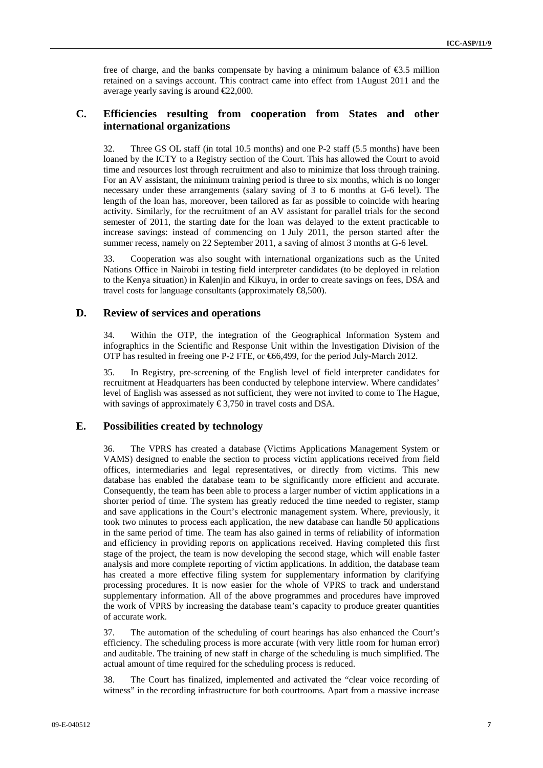free of charge, and the banks compensate by having a minimum balance of €3.5 million retained on a savings account. This contract came into effect from 1August 2011 and the average yearly saving is around €22,000.

## C. Efficiencies resulting from cooperation from States and other international organizations

32. Three GS OL staff (in total 10.5 months) and one P-2 staff (5.5 months) have been loaned by the ICTY to a Registry section of the Court. This has allowed the Court to avoid time and resources lost through recruitment and also to minimize that loss through training. For an AV assistant, the minimum training period is three to six months, which is no longer necessary under these arrangements (salary saving of 3 to 6 months at G-6 level). The length of the loan has, moreover, been tailored as far as possible to coincide with hearing activity. Similarly, for the recruitment of an AV assistant for parallel trials for the second semester of 2011, the starting date for the loan was delayed to the extent practicable to increase savings: instead of commencing on 1 July 2011, the person started after the summer recess, namely on 22 September 2011, a saving of almost 3 months at G-6 level.

33. Cooperation was also sought with international organizations such as the United Nations Office in Nairobi in testing field interpreter candidates (to be deployed in relation to the Kenya situation) in Kalenjin and Kikuyu, in order to create savings on fees, DSA and travel costs for language consultants (approximately €8,500).

## D. Review of services and operations

34. Within the OTP, the integration of the Geographical Information System and infographics in the Scientific and Response Unit within the Investigation Division of the OTP has resulted in freeing one P-2 FTE, or €66,499, for the period July-March 2012.

35. In Registry, pre-screening of the English level of field interpreter candidates for recruitment at Headquarters has been conducted by telephone interview. Where candidates' level of English was assessed as not sufficient, they were not invited to come to The Hague, with savings of approximately € 3,750 in travel costs and DSA.

## E. Possibilities created by technology

36. The VPRS has created a database (Victims Applications Management System or VAMS) designed to enable the section to process victim applications received from field offices, intermediaries and legal representatives, or directly from victims. This new database has enabled the database team to be significantly more efficient and accurate. Consequently, the team has been able to process a larger number of victim applications in a shorter period of time. The system has greatly reduced the time needed to register, stamp and save applications in the Court's electronic management system. Where, previously, it took two minutes to process each application, the new database can handle 50 applications in the same period of time. The team has also gained in terms of reliability of information and efficiency in providing reports on applications received. Having completed this first stage of the project, the team is now developing the second stage, which will enable faster analysis and more complete reporting of victim applications. In addition, the database team has created a more effective filing system for supplementary information by clarifying processing procedures. It is now easier for the whole of VPRS to track and understand supplementary information. All of the above programmes and procedures have improved the work of VPRS by increasing the database team's capacity to produce greater quantities of accurate work.

37. The automation of the scheduling of court hearings has also enhanced the Court's efficiency. The scheduling process is more accurate (with very little room for human error) and auditable. The training of new staff in charge of the scheduling is much simplified. The actual amount of time required for the scheduling process is reduced.

38. The Court has finalized, implemented and activated the "clear voice recording of witness" in the recording infrastructure for both courtrooms. Apart from a massive increase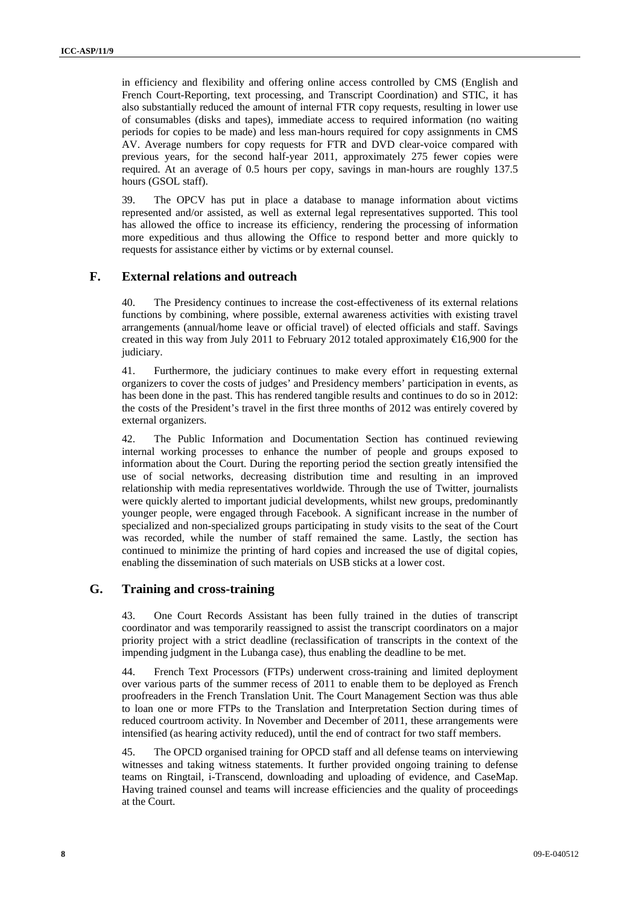in efficiency and flexibility and offering online access controlled by CMS (English and French Court-Reporting, text processing, and Transcript Coordination) and STIC, it has also substantially reduced the amount of internal FTR copy requests, resulting in lower use of consumables (disks and tapes), immediate access to required information (no waiting periods for copies to be made) and less man-hours required for copy assignments in CMS AV. Average numbers for copy requests for FTR and DVD clear-voice compared with previous years, for the second half-year 2011, approximately 275 fewer copies were required. At an average of 0.5 hours per copy, savings in man-hours are roughly 137.5 hours (GSOL staff).

39. The OPCV has put in place a database to manage information about victims represented and/or assisted, as well as external legal representatives supported. This tool has allowed the office to increase its efficiency, rendering the processing of information more expeditious and thus allowing the Office to respond better and more quickly to requests for assistance either by victims or by external counsel.

## F. External relations and outreach

40. The Presidency continues to increase the cost-effectiveness of its external relations functions by combining, where possible, external awareness activities with existing travel arrangements (annual/home leave or official travel) of elected officials and staff. Savings created in this way from July 2011 to February 2012 totaled approximately €16,900 for the judiciary.

41. Furthermore, the judiciary continues to make every effort in requesting external organizers to cover the costs of judges' and Presidency members' participation in events, as has been done in the past. This has rendered tangible results and continues to do so in 2012: the costs of the President's travel in the first three months of 2012 was entirely covered by external organizers.

42. The Public Information and Documentation Section has continued reviewing internal working processes to enhance the number of people and groups exposed to information about the Court. During the reporting period the section greatly intensified the use of social networks, decreasing distribution time and resulting in an improved relationship with media representatives worldwide. Through the use of Twitter, journalists were quickly alerted to important judicial developments, whilst new groups, predominantly younger people, were engaged through Facebook. A significant increase in the number of specialized and non-specialized groups participating in study visits to the seat of the Court was recorded, while the number of staff remained the same. Lastly, the section has continued to minimize the printing of hard copies and increased the use of digital copies, enabling the dissemination of such materials on USB sticks at a lower cost.

## G. Training and cross-training

43. One Court Records Assistant has been fully trained in the duties of transcript coordinator and was temporarily reassigned to assist the transcript coordinators on a major priority project with a strict deadline (reclassification of transcripts in the context of the impending judgment in the Lubanga case), thus enabling the deadline to be met.

44. French Text Processors (FTPs) underwent cross-training and limited deployment over various parts of the summer recess of 2011 to enable them to be deployed as French proofreaders in the French Translation Unit. The Court Management Section was thus able to loan one or more FTPs to the Translation and Interpretation Section during times of reduced courtroom activity. In November and December of 2011, these arrangements were intensified (as hearing activity reduced), until the end of contract for two staff members.

45. The OPCD organised training for OPCD staff and all defense teams on interviewing witnesses and taking witness statements. It further provided ongoing training to defense teams on Ringtail, i-Transcend, downloading and uploading of evidence, and CaseMap. Having trained counsel and teams will increase efficiencies and the quality of proceedings at the Court.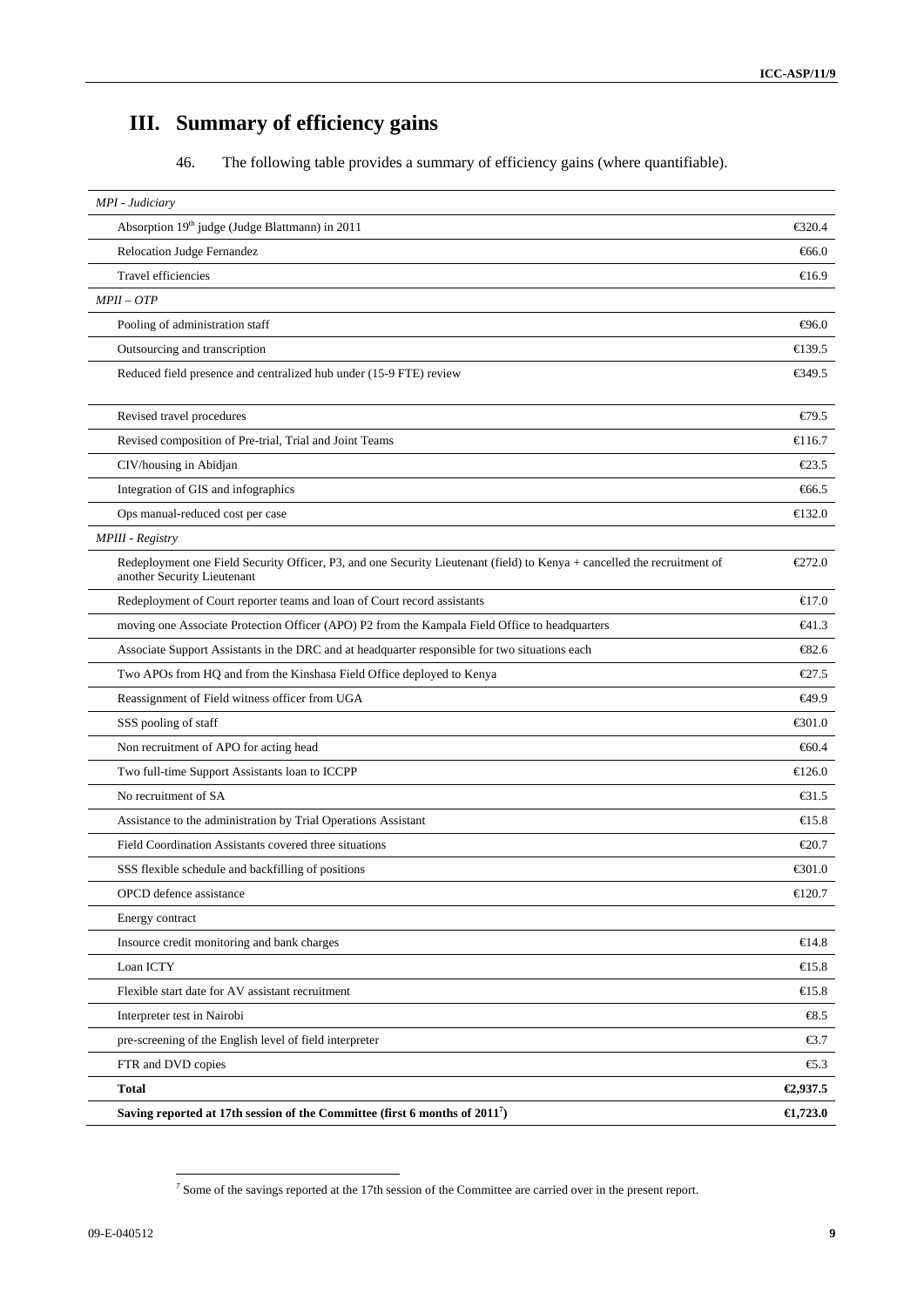# III. Summary of efficiency gains

46. The following table provides a summary of efficiency gains (where quantifiable).

| | |
|---|---|
| *MPI - Judiciary* | |
| Absorption 19th judge (Judge Blattmann) in 2011 | €320.4 |
| Relocation Judge Fernandez | €66.0 |
| Travel efficiencies | €16.9 |
| *MPII – OTP* | |
| Pooling of administration staff | €96.0 |
| Outsourcing and transcription | €139.5 |
| Reduced field presence and centralized hub under (15-9 FTE) review | €349.5 |
| Revised travel procedures | €79.5 |
| Revised composition of Pre-trial, Trial and Joint Teams | €116.7 |
| CIV/housing in Abidjan | €23.5 |
| Integration of GIS and infographics | €66.5 |
| Ops manual-reduced cost per case | €132.0 |
| *MPIII - Registry* | |
| Redeployment one Field Security Officer, P3, and one Security Lieutenant (field) to Kenya + cancelled the recruitment of another Security Lieutenant | €272.0 |
| Redeployment of Court reporter teams and loan of Court record assistants | €17.0 |
| moving one Associate Protection Officer (APO) P2 from the Kampala Field Office to headquarters | €41.3 |
| Associate Support Assistants in the DRC and at headquarter responsible for two situations each | €82.6 |
| Two APOs from HQ and from the Kinshasa Field Office deployed to Kenya | €27.5 |
| Reassignment of Field witness officer from UGA | €49.9 |
| SSS pooling of staff | €301.0 |
| Non recruitment of APO for acting head | €60.4 |
| Two full-time Support Assistants loan to ICCPP | €126.0 |
| No recruitment of SA | €31.5 |
| Assistance to the administration by Trial Operations Assistant | €15.8 |
| Field Coordination Assistants covered three situations | €20.7 |
| SSS flexible schedule and backfilling of positions | €301.0 |
| OPCD defence assistance | €120.7 |
| Energy contract | |
| Insource credit monitoring and bank charges | €14.8 |
| Loan ICTY | €15.8 |
| Flexible start date for AV assistant recruitment | €15.8 |
| Interpreter test in Nairobi | €8.5 |
| pre-screening of the English level of field interpreter | €3.7 |
| FTR and DVD copies | €5.3 |
| **Total** | **€2,937.5** |
| **Saving reported at 17th session of the Committee (first 6 months of 2011[7])** | **€1,723.0** |

[7] Some of the savings reported at the 17th session of the Committee are carried over in the present report.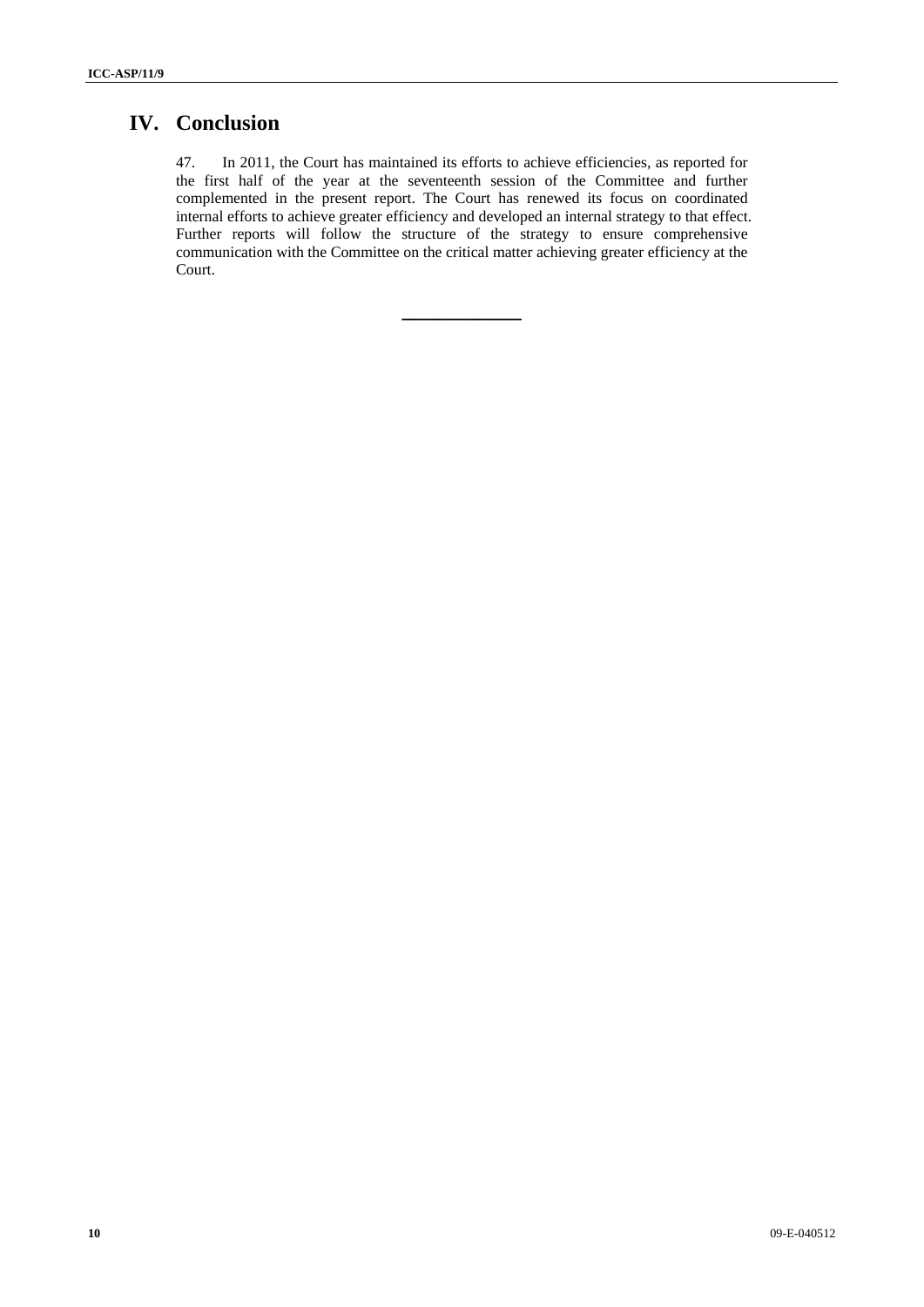# IV. Conclusion

47. In 2011, the Court has maintained its efforts to achieve efficiencies, as reported for the first half of the year at the seventeenth session of the Committee and further complemented in the present report. The Court has renewed its focus on coordinated internal efforts to achieve greater efficiency and developed an internal strategy to that effect. Further reports will follow the structure of the strategy to ensure comprehensive communication with the Committee on the critical matter achieving greater efficiency at the Court.

---